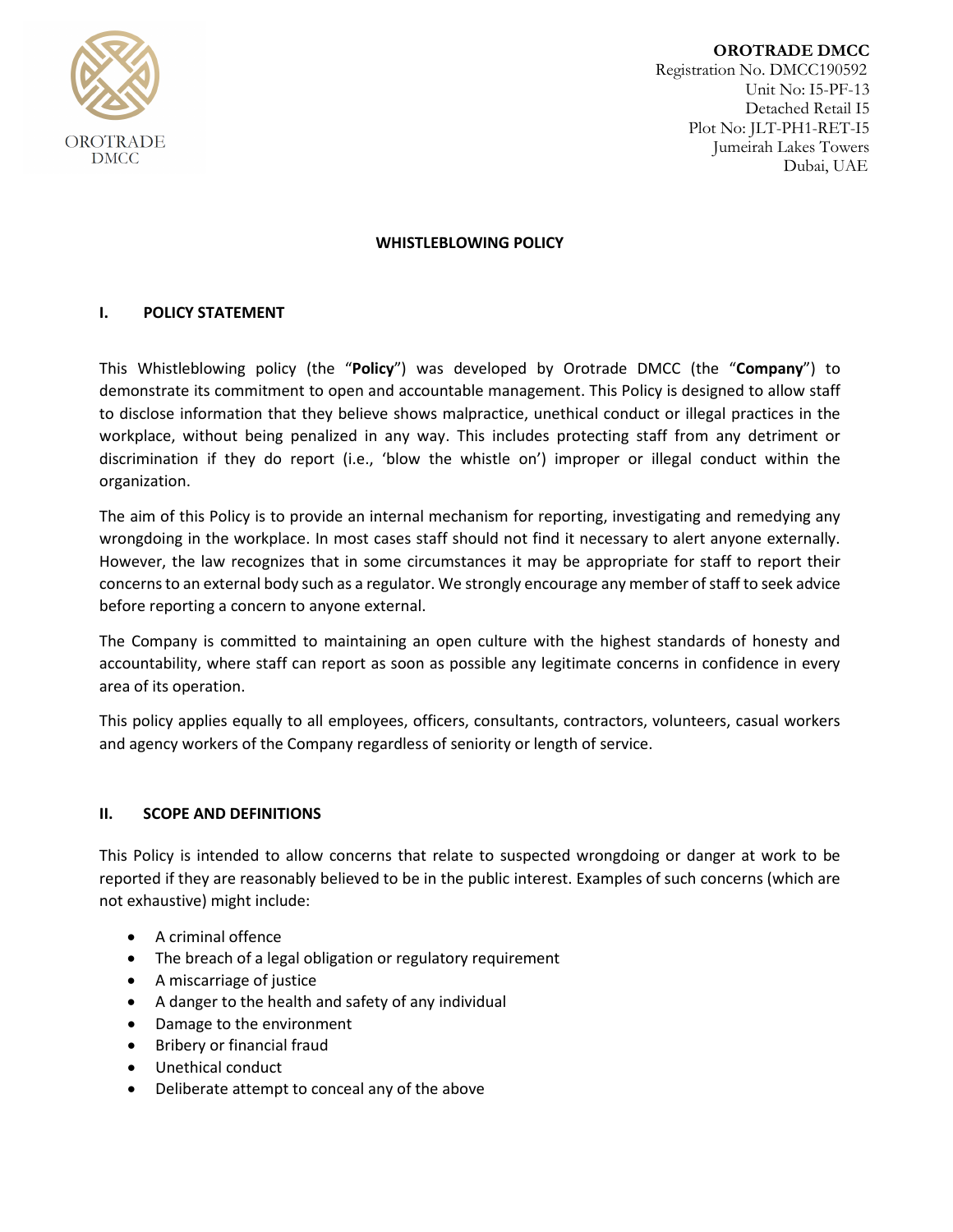**OROTRADE DMCC**
Registration No. DMCC190592
Unit No: I5-PF-13
Detached Retail I5
Plot No: JLT-PH1-RET-I5
Jumeirah Lakes Towers
Dubai, UAE

# WHISTLEBLOWING POLICY

## I. POLICY STATEMENT

This Whistleblowing policy (the "**Policy**") was developed by Orotrade DMCC (the "**Company**") to demonstrate its commitment to open and accountable management. This Policy is designed to allow staff to disclose information that they believe shows malpractice, unethical conduct or illegal practices in the workplace, without being penalized in any way. This includes protecting staff from any detriment or discrimination if they do report (i.e., 'blow the whistle on') improper or illegal conduct within the organization.

The aim of this Policy is to provide an internal mechanism for reporting, investigating and remedying any wrongdoing in the workplace. In most cases staff should not find it necessary to alert anyone externally. However, the law recognizes that in some circumstances it may be appropriate for staff to report their concerns to an external body such as a regulator. We strongly encourage any member of staff to seek advice before reporting a concern to anyone external.

The Company is committed to maintaining an open culture with the highest standards of honesty and accountability, where staff can report as soon as possible any legitimate concerns in confidence in every area of its operation.

This policy applies equally to all employees, officers, consultants, contractors, volunteers, casual workers and agency workers of the Company regardless of seniority or length of service.

## II. SCOPE AND DEFINITIONS

This Policy is intended to allow concerns that relate to suspected wrongdoing or danger at work to be reported if they are reasonably believed to be in the public interest. Examples of such concerns (which are not exhaustive) might include:

- A criminal offence
- The breach of a legal obligation or regulatory requirement
- A miscarriage of justice
- A danger to the health and safety of any individual
- Damage to the environment
- Bribery or financial fraud
- Unethical conduct
- Deliberate attempt to conceal any of the above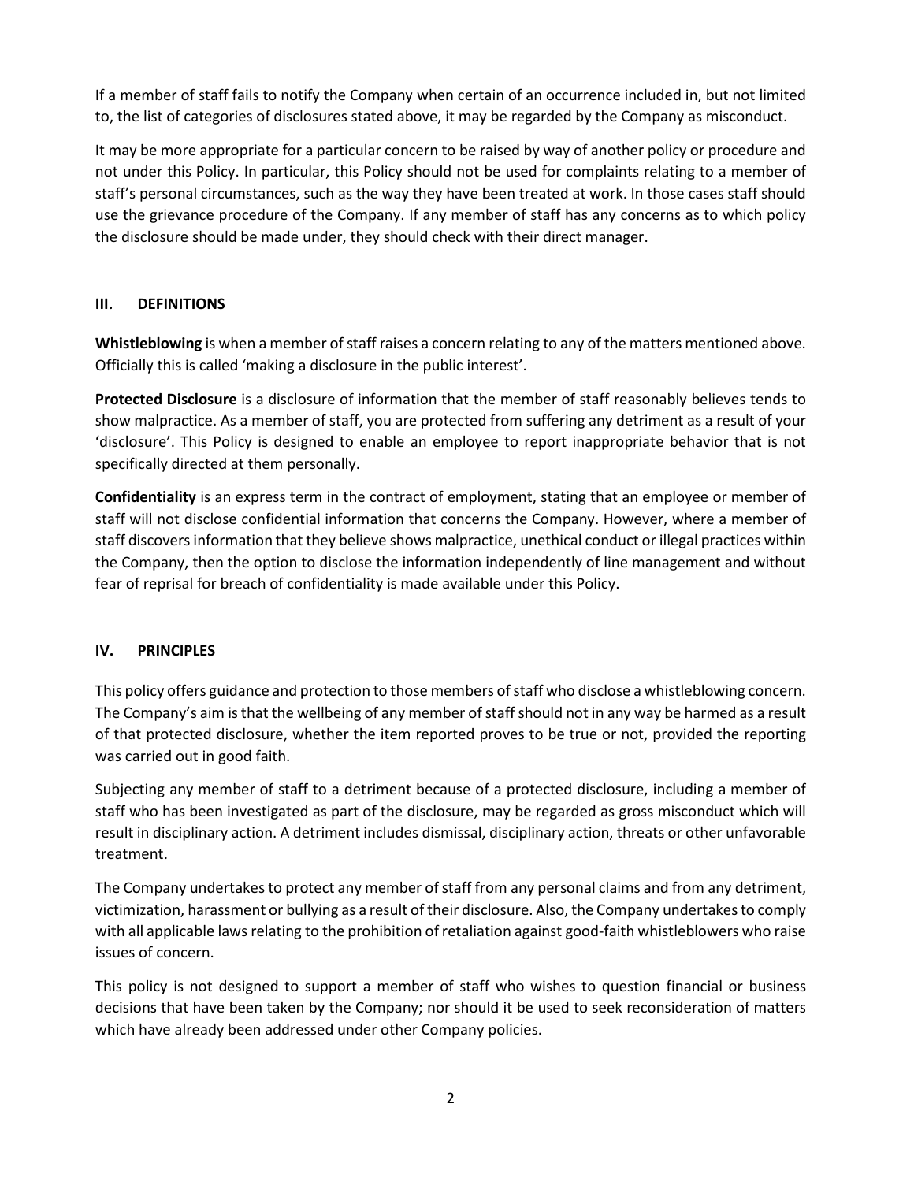If a member of staff fails to notify the Company when certain of an occurrence included in, but not limited to, the list of categories of disclosures stated above, it may be regarded by the Company as misconduct.

It may be more appropriate for a particular concern to be raised by way of another policy or procedure and not under this Policy. In particular, this Policy should not be used for complaints relating to a member of staff's personal circumstances, such as the way they have been treated at work. In those cases staff should use the grievance procedure of the Company. If any member of staff has any concerns as to which policy the disclosure should be made under, they should check with their direct manager.

## III. DEFINITIONS

**Whistleblowing** is when a member of staff raises a concern relating to any of the matters mentioned above. Officially this is called 'making a disclosure in the public interest'.

**Protected Disclosure** is a disclosure of information that the member of staff reasonably believes tends to show malpractice. As a member of staff, you are protected from suffering any detriment as a result of your 'disclosure'. This Policy is designed to enable an employee to report inappropriate behavior that is not specifically directed at them personally.

**Confidentiality** is an express term in the contract of employment, stating that an employee or member of staff will not disclose confidential information that concerns the Company. However, where a member of staff discovers information that they believe shows malpractice, unethical conduct or illegal practices within the Company, then the option to disclose the information independently of line management and without fear of reprisal for breach of confidentiality is made available under this Policy.

## IV. PRINCIPLES

This policy offers guidance and protection to those members of staff who disclose a whistleblowing concern. The Company's aim is that the wellbeing of any member of staff should not in any way be harmed as a result of that protected disclosure, whether the item reported proves to be true or not, provided the reporting was carried out in good faith.

Subjecting any member of staff to a detriment because of a protected disclosure, including a member of staff who has been investigated as part of the disclosure, may be regarded as gross misconduct which will result in disciplinary action. A detriment includes dismissal, disciplinary action, threats or other unfavorable treatment.

The Company undertakes to protect any member of staff from any personal claims and from any detriment, victimization, harassment or bullying as a result of their disclosure. Also, the Company undertakes to comply with all applicable laws relating to the prohibition of retaliation against good-faith whistleblowers who raise issues of concern.

This policy is not designed to support a member of staff who wishes to question financial or business decisions that have been taken by the Company; nor should it be used to seek reconsideration of matters which have already been addressed under other Company policies.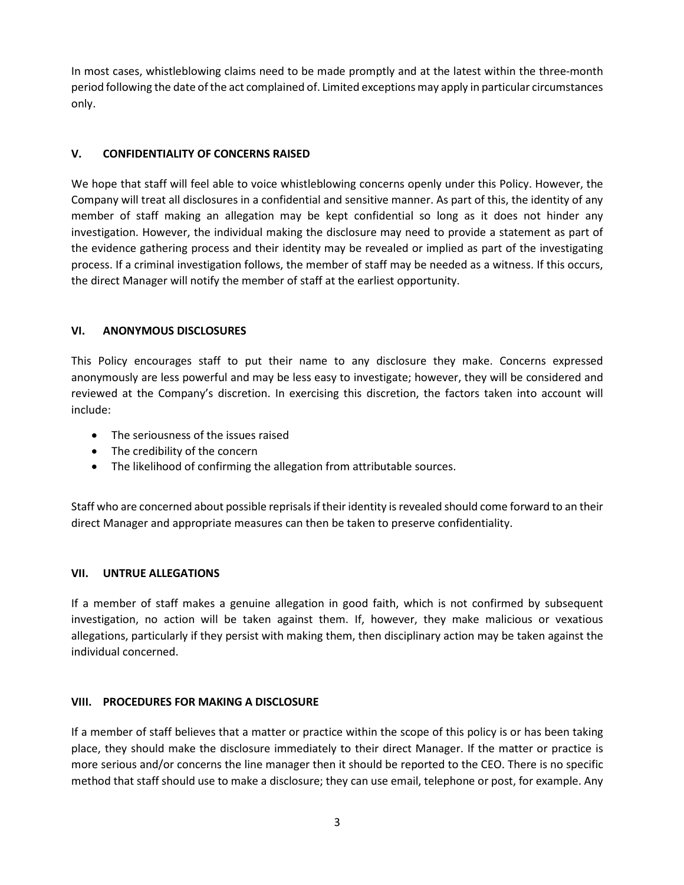In most cases, whistleblowing claims need to be made promptly and at the latest within the three-month period following the date of the act complained of. Limited exceptions may apply in particular circumstances only.

## V. CONFIDENTIALITY OF CONCERNS RAISED

We hope that staff will feel able to voice whistleblowing concerns openly under this Policy. However, the Company will treat all disclosures in a confidential and sensitive manner. As part of this, the identity of any member of staff making an allegation may be kept confidential so long as it does not hinder any investigation. However, the individual making the disclosure may need to provide a statement as part of the evidence gathering process and their identity may be revealed or implied as part of the investigating process. If a criminal investigation follows, the member of staff may be needed as a witness. If this occurs, the direct Manager will notify the member of staff at the earliest opportunity.

## VI. ANONYMOUS DISCLOSURES

This Policy encourages staff to put their name to any disclosure they make. Concerns expressed anonymously are less powerful and may be less easy to investigate; however, they will be considered and reviewed at the Company's discretion. In exercising this discretion, the factors taken into account will include:

- The seriousness of the issues raised
- The credibility of the concern
- The likelihood of confirming the allegation from attributable sources.

Staff who are concerned about possible reprisals if their identity is revealed should come forward to an their direct Manager and appropriate measures can then be taken to preserve confidentiality.

## VII. UNTRUE ALLEGATIONS

If a member of staff makes a genuine allegation in good faith, which is not confirmed by subsequent investigation, no action will be taken against them. If, however, they make malicious or vexatious allegations, particularly if they persist with making them, then disciplinary action may be taken against the individual concerned.

## VIII. PROCEDURES FOR MAKING A DISCLOSURE

If a member of staff believes that a matter or practice within the scope of this policy is or has been taking place, they should make the disclosure immediately to their direct Manager. If the matter or practice is more serious and/or concerns the line manager then it should be reported to the CEO. There is no specific method that staff should use to make a disclosure; they can use email, telephone or post, for example. Any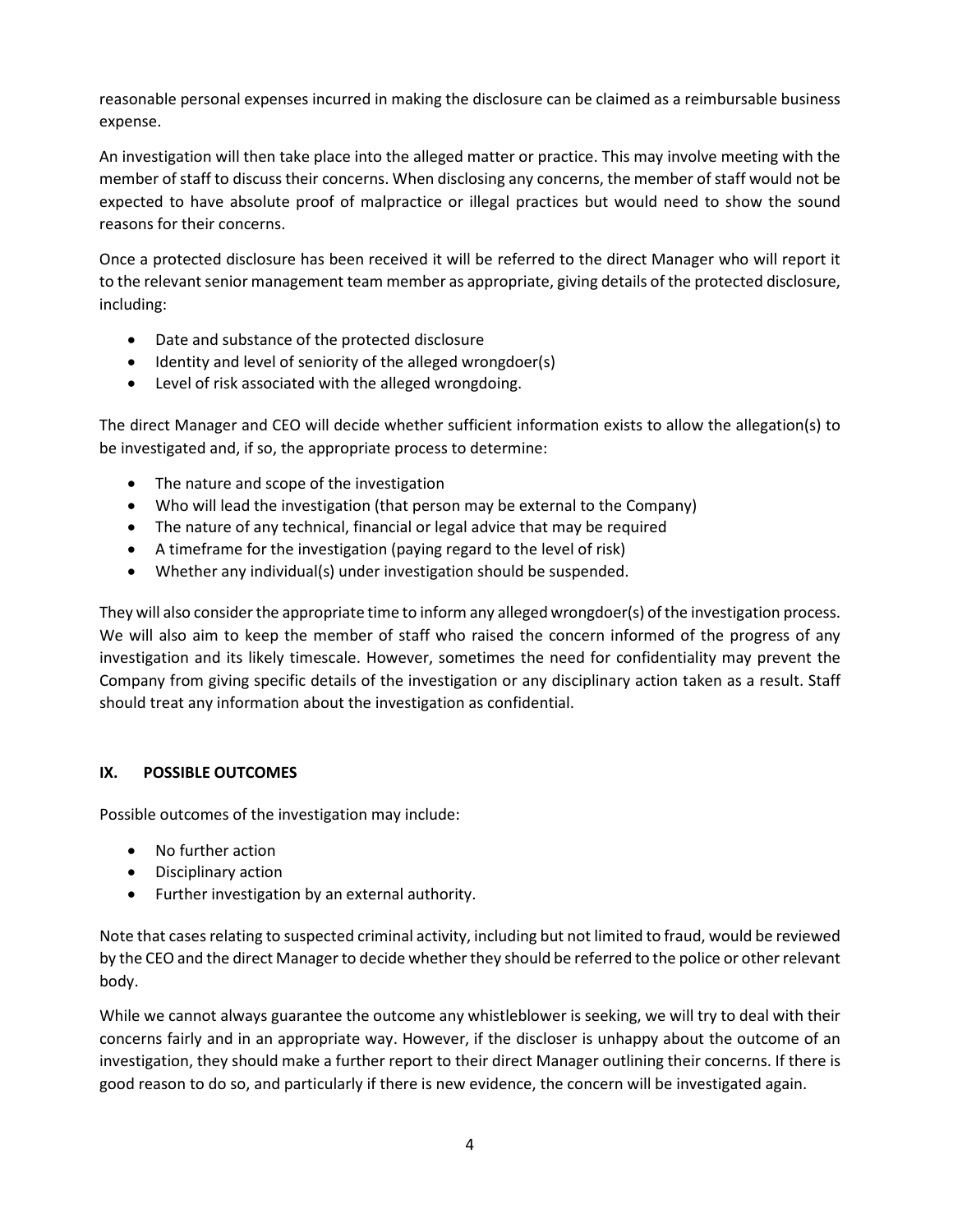reasonable personal expenses incurred in making the disclosure can be claimed as a reimbursable business expense.

An investigation will then take place into the alleged matter or practice. This may involve meeting with the member of staff to discuss their concerns. When disclosing any concerns, the member of staff would not be expected to have absolute proof of malpractice or illegal practices but would need to show the sound reasons for their concerns.

Once a protected disclosure has been received it will be referred to the direct Manager who will report it to the relevant senior management team member as appropriate, giving details of the protected disclosure, including:

- Date and substance of the protected disclosure
- Identity and level of seniority of the alleged wrongdoer(s)
- Level of risk associated with the alleged wrongdoing.

The direct Manager and CEO will decide whether sufficient information exists to allow the allegation(s) to be investigated and, if so, the appropriate process to determine:

- The nature and scope of the investigation
- Who will lead the investigation (that person may be external to the Company)
- The nature of any technical, financial or legal advice that may be required
- A timeframe for the investigation (paying regard to the level of risk)
- Whether any individual(s) under investigation should be suspended.

They will also consider the appropriate time to inform any alleged wrongdoer(s) of the investigation process. We will also aim to keep the member of staff who raised the concern informed of the progress of any investigation and its likely timescale. However, sometimes the need for confidentiality may prevent the Company from giving specific details of the investigation or any disciplinary action taken as a result. Staff should treat any information about the investigation as confidential.

## IX. POSSIBLE OUTCOMES

Possible outcomes of the investigation may include:

- No further action
- Disciplinary action
- Further investigation by an external authority.

Note that cases relating to suspected criminal activity, including but not limited to fraud, would be reviewed by the CEO and the direct Manager to decide whether they should be referred to the police or other relevant body.

While we cannot always guarantee the outcome any whistleblower is seeking, we will try to deal with their concerns fairly and in an appropriate way. However, if the discloser is unhappy about the outcome of an investigation, they should make a further report to their direct Manager outlining their concerns. If there is good reason to do so, and particularly if there is new evidence, the concern will be investigated again.